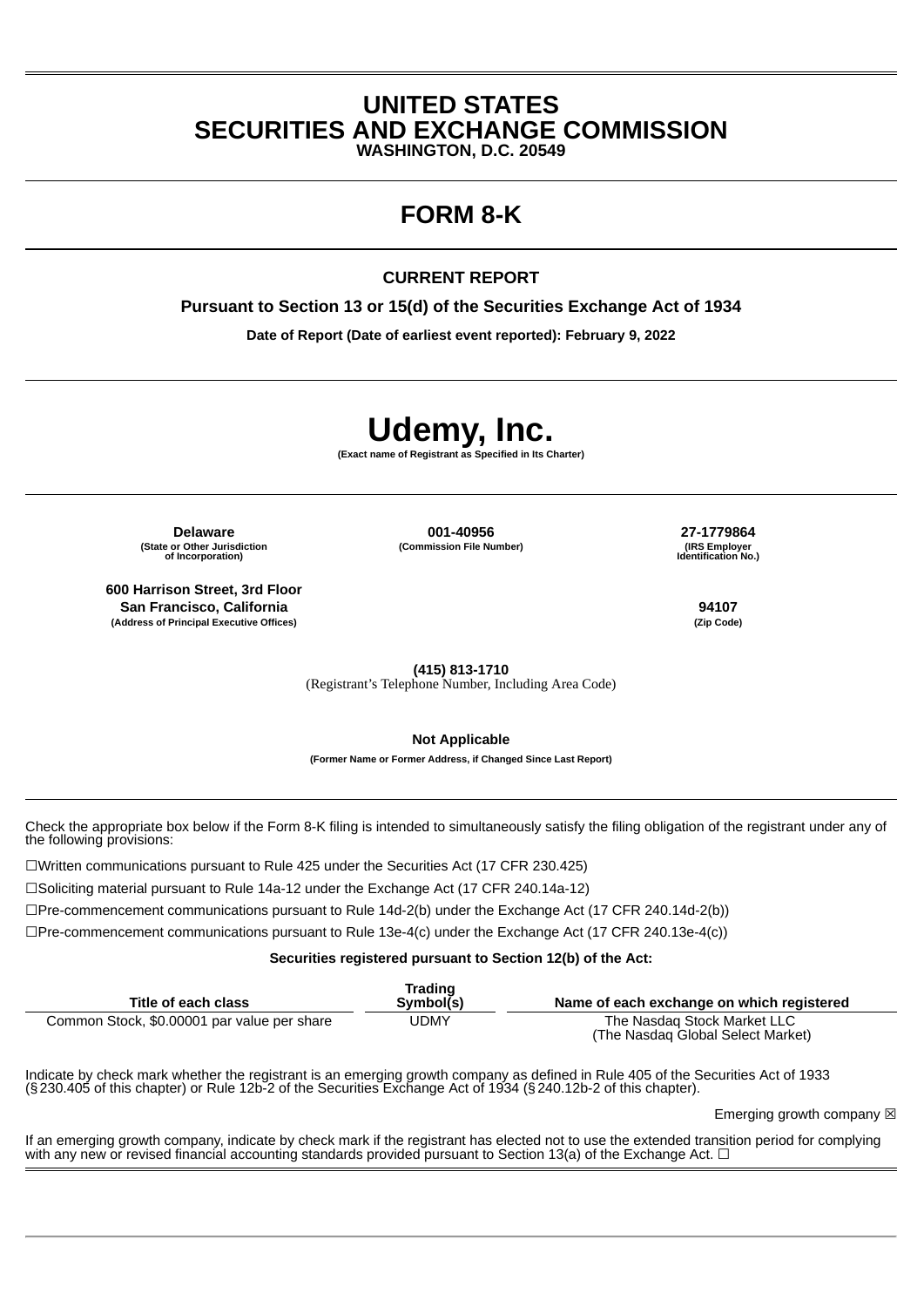# UNITED STATES
# SECURITIES AND EXCHANGE COMMISSION

**WASHINGTON, D.C. 20549**

## FORM 8-K

**CURRENT REPORT**

**Pursuant to Section 13 or 15(d) of the Securities Exchange Act of 1934**

**Date of Report (Date of earliest event reported): February 9, 2022**

# Udemy, Inc.

**(Exact name of Registrant as Specified in Its Charter)**

| **Delaware** | **001-40956** | **27-1779864** |
|---|---|---|
| (State or Other Jurisdiction of Incorporation) | (Commission File Number) | (IRS Employer Identification No.) |

| **600 Harrison Street, 3rd Floor San Francisco, California** | **94107** |
|---|---|
| (Address of Principal Executive Offices) | (Zip Code) |

**(415) 813-1710**
(Registrant's Telephone Number, Including Area Code)

**Not Applicable**
**(Former Name or Former Address, if Changed Since Last Report)**

Check the appropriate box below if the Form 8-K filing is intended to simultaneously satisfy the filing obligation of the registrant under any of the following provisions:

☐Written communications pursuant to Rule 425 under the Securities Act (17 CFR 230.425)

☐Soliciting material pursuant to Rule 14a-12 under the Exchange Act (17 CFR 240.14a-12)

☐Pre-commencement communications pursuant to Rule 14d-2(b) under the Exchange Act (17 CFR 240.14d-2(b))

☐Pre-commencement communications pursuant to Rule 13e-4(c) under the Exchange Act (17 CFR 240.13e-4(c))

**Securities registered pursuant to Section 12(b) of the Act:**

| Title of each class | Trading Symbol(s) | Name of each exchange on which registered |
|---|---|---|
| Common Stock, $0.00001 par value per share | UDMY | The Nasdaq Stock Market LLC (The Nasdaq Global Select Market) |

Indicate by check mark whether the registrant is an emerging growth company as defined in Rule 405 of the Securities Act of 1933 (§230.405 of this chapter) or Rule 12b-2 of the Securities Exchange Act of 1934 (§240.12b-2 of this chapter).

Emerging growth company ☒

If an emerging growth company, indicate by check mark if the registrant has elected not to use the extended transition period for complying with any new or revised financial accounting standards provided pursuant to Section 13(a) of the Exchange Act. ☐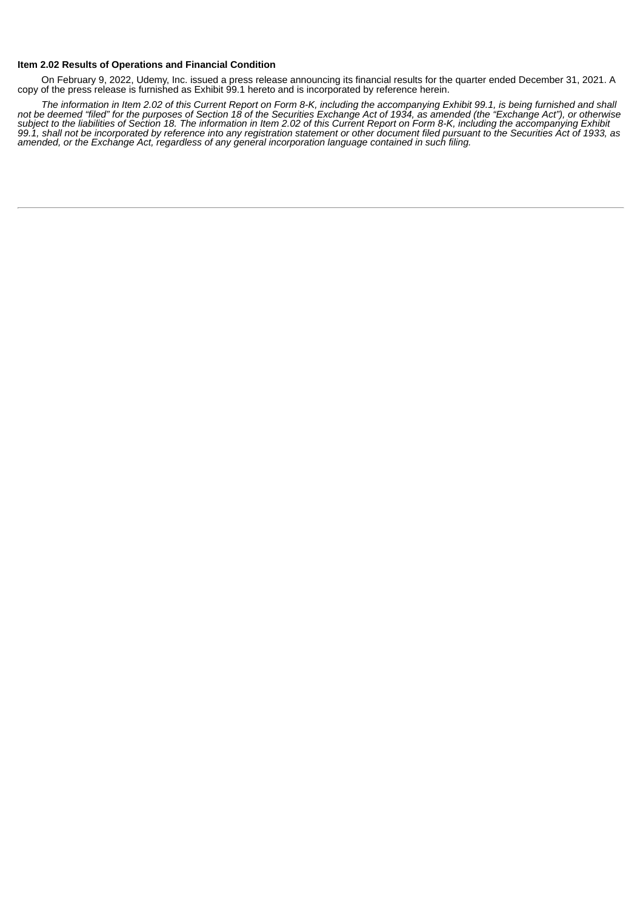**Item 2.02 Results of Operations and Financial Condition**

On February 9, 2022, Udemy, Inc. issued a press release announcing its financial results for the quarter ended December 31, 2021. A copy of the press release is furnished as Exhibit 99.1 hereto and is incorporated by reference herein.

*The information in Item 2.02 of this Current Report on Form 8-K, including the accompanying Exhibit 99.1, is being furnished and shall not be deemed "filed" for the purposes of Section 18 of the Securities Exchange Act of 1934, as amended (the "Exchange Act"), or otherwise subject to the liabilities of Section 18. The information in Item 2.02 of this Current Report on Form 8-K, including the accompanying Exhibit 99.1, shall not be incorporated by reference into any registration statement or other document filed pursuant to the Securities Act of 1933, as amended, or the Exchange Act, regardless of any general incorporation language contained in such filing.*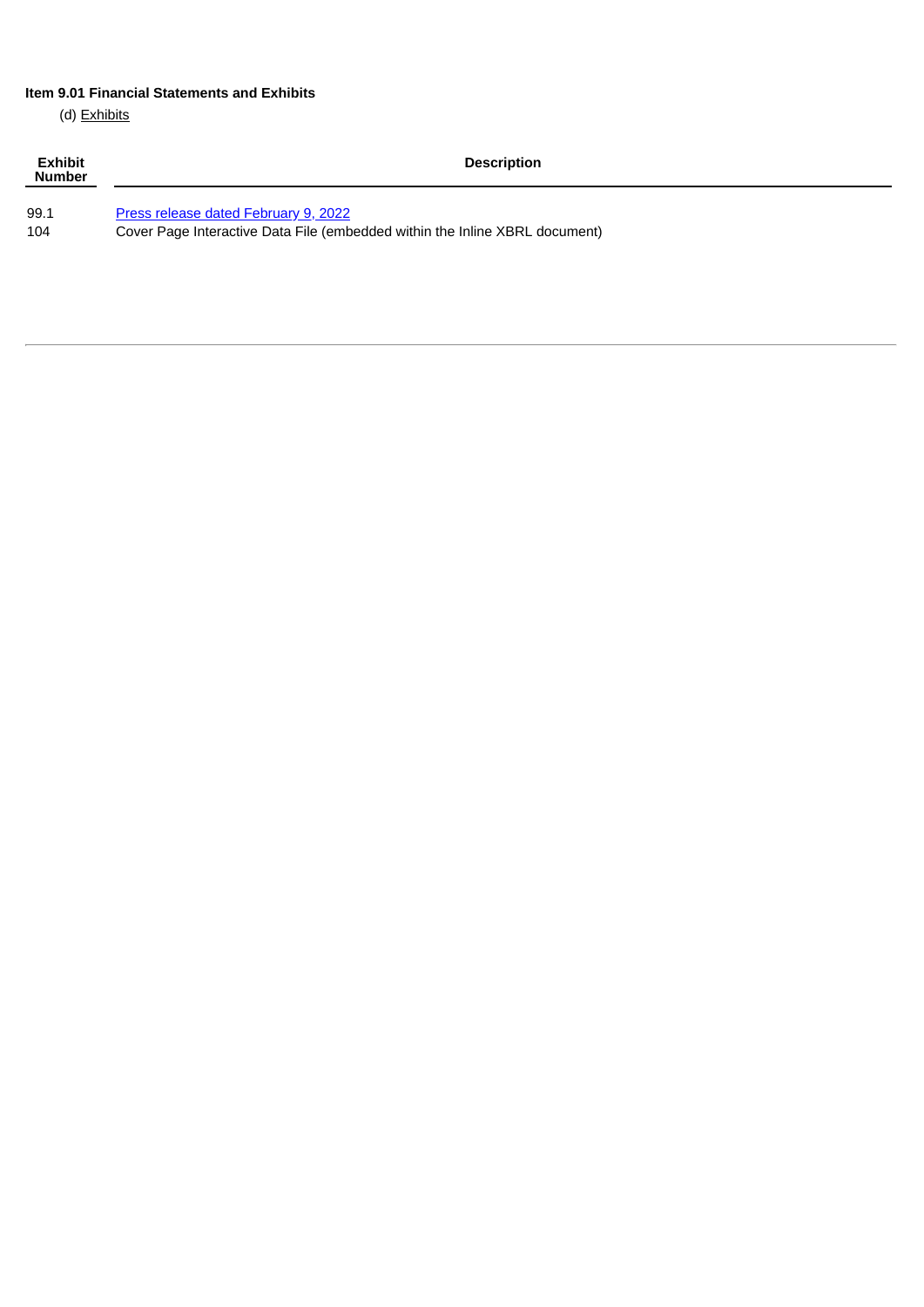**Item 9.01 Financial Statements and Exhibits**

(d) Exhibits

| Exhibit Number | Description |
|---|---|
| 99.1 | Press release dated February 9, 2022 |
| 104 | Cover Page Interactive Data File (embedded within the Inline XBRL document) |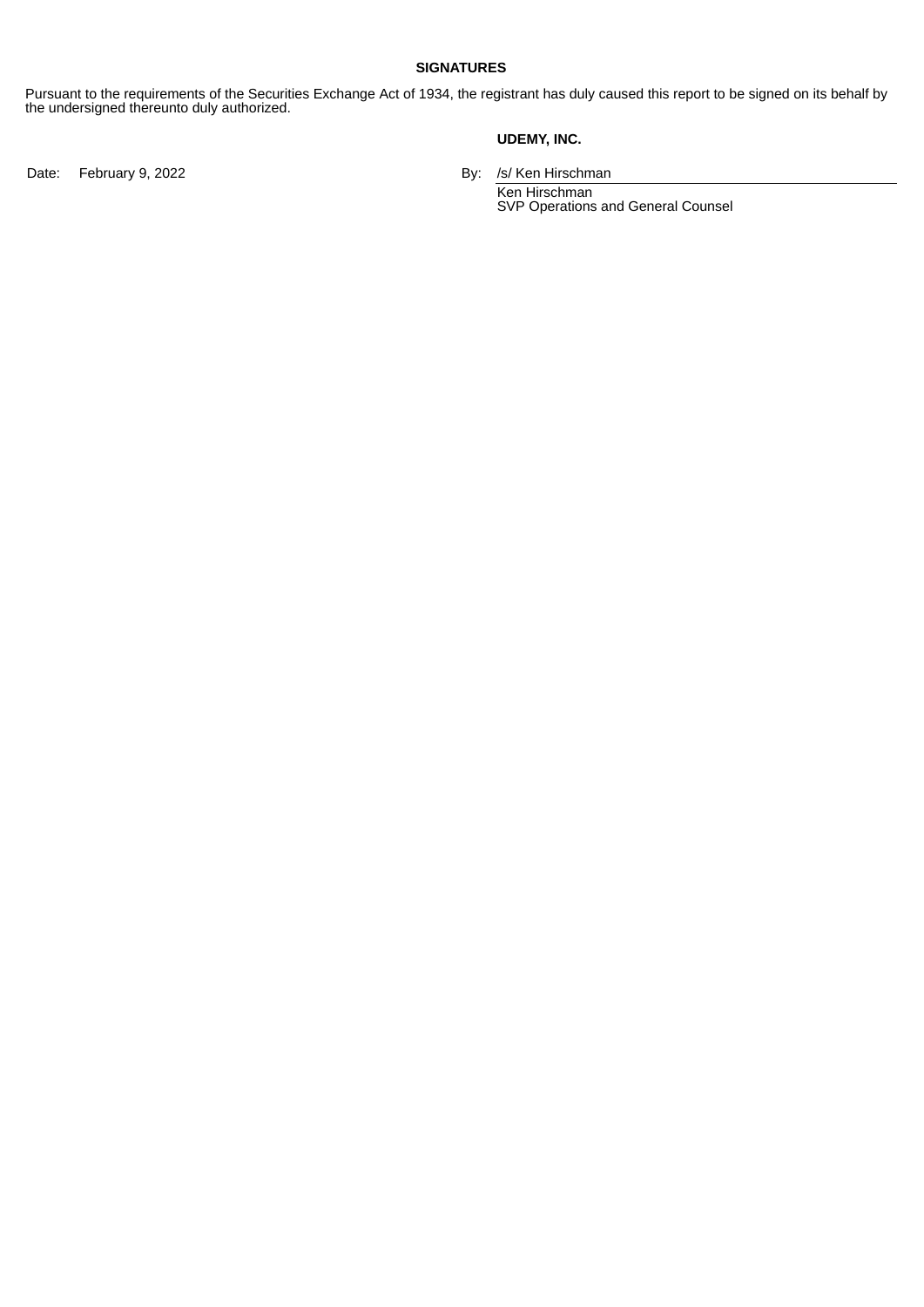**SIGNATURES**

Pursuant to the requirements of the Securities Exchange Act of 1934, the registrant has duly caused this report to be signed on its behalf by the undersigned thereunto duly authorized.

**UDEMY, INC.**

Date: February 9, 2022

By: /s/ Ken Hirschman

Ken Hirschman
SVP Operations and General Counsel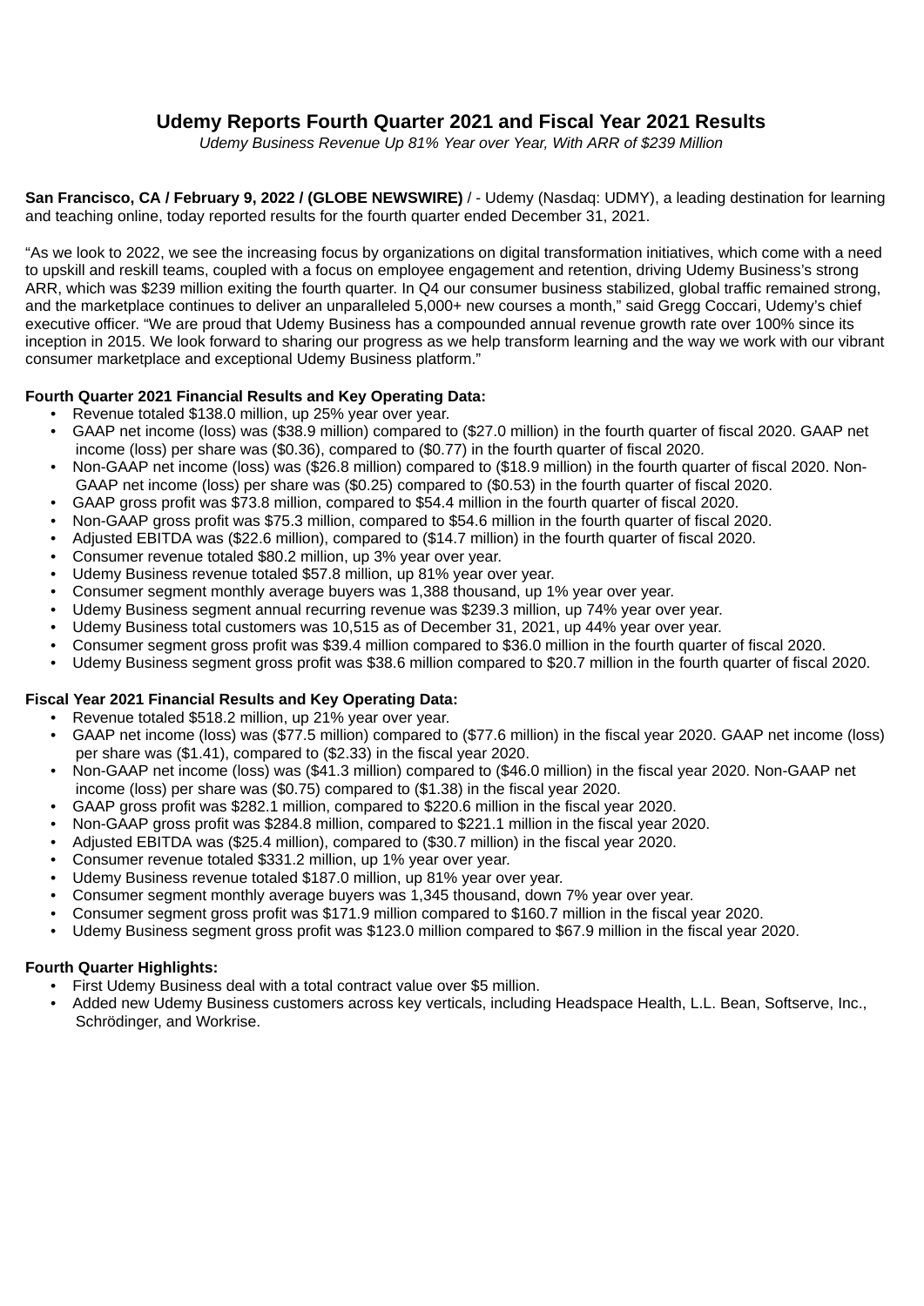# Udemy Reports Fourth Quarter 2021 and Fiscal Year 2021 Results

*Udemy Business Revenue Up 81% Year over Year, With ARR of $239 Million*

**San Francisco, CA / February 9, 2022 / (GLOBE NEWSWIRE)** / - Udemy (Nasdaq: UDMY), a leading destination for learning and teaching online, today reported results for the fourth quarter ended December 31, 2021.

"As we look to 2022, we see the increasing focus by organizations on digital transformation initiatives, which come with a need to upskill and reskill teams, coupled with a focus on employee engagement and retention, driving Udemy Business's strong ARR, which was $239 million exiting the fourth quarter. In Q4 our consumer business stabilized, global traffic remained strong, and the marketplace continues to deliver an unparalleled 5,000+ new courses a month," said Gregg Coccari, Udemy's chief executive officer. "We are proud that Udemy Business has a compounded annual revenue growth rate over 100% since its inception in 2015. We look forward to sharing our progress as we help transform learning and the way we work with our vibrant consumer marketplace and exceptional Udemy Business platform."

**Fourth Quarter 2021 Financial Results and Key Operating Data:**

- Revenue totaled $138.0 million, up 25% year over year.
- GAAP net income (loss) was ($38.9 million) compared to ($27.0 million) in the fourth quarter of fiscal 2020. GAAP net income (loss) per share was ($0.36), compared to ($0.77) in the fourth quarter of fiscal 2020.
- Non-GAAP net income (loss) was ($26.8 million) compared to ($18.9 million) in the fourth quarter of fiscal 2020. Non-GAAP net income (loss) per share was ($0.25) compared to ($0.53) in the fourth quarter of fiscal 2020.
- GAAP gross profit was $73.8 million, compared to $54.4 million in the fourth quarter of fiscal 2020.
- Non-GAAP gross profit was $75.3 million, compared to $54.6 million in the fourth quarter of fiscal 2020.
- Adjusted EBITDA was ($22.6 million), compared to ($14.7 million) in the fourth quarter of fiscal 2020.
- Consumer revenue totaled $80.2 million, up 3% year over year.
- Udemy Business revenue totaled $57.8 million, up 81% year over year.
- Consumer segment monthly average buyers was 1,388 thousand, up 1% year over year.
- Udemy Business segment annual recurring revenue was $239.3 million, up 74% year over year.
- Udemy Business total customers was 10,515 as of December 31, 2021, up 44% year over year.
- Consumer segment gross profit was $39.4 million compared to $36.0 million in the fourth quarter of fiscal 2020.
- Udemy Business segment gross profit was $38.6 million compared to $20.7 million in the fourth quarter of fiscal 2020.

**Fiscal Year 2021 Financial Results and Key Operating Data:**

- Revenue totaled $518.2 million, up 21% year over year.
- GAAP net income (loss) was ($77.5 million) compared to ($77.6 million) in the fiscal year 2020. GAAP net income (loss) per share was ($1.41), compared to ($2.33) in the fiscal year 2020.
- Non-GAAP net income (loss) was ($41.3 million) compared to ($46.0 million) in the fiscal year 2020. Non-GAAP net income (loss) per share was ($0.75) compared to ($1.38) in the fiscal year 2020.
- GAAP gross profit was $282.1 million, compared to $220.6 million in the fiscal year 2020.
- Non-GAAP gross profit was $284.8 million, compared to $221.1 million in the fiscal year 2020.
- Adjusted EBITDA was ($25.4 million), compared to ($30.7 million) in the fiscal year 2020.
- Consumer revenue totaled $331.2 million, up 1% year over year.
- Udemy Business revenue totaled $187.0 million, up 81% year over year.
- Consumer segment monthly average buyers was 1,345 thousand, down 7% year over year.
- Consumer segment gross profit was $171.9 million compared to $160.7 million in the fiscal year 2020.
- Udemy Business segment gross profit was $123.0 million compared to $67.9 million in the fiscal year 2020.

**Fourth Quarter Highlights:**

- First Udemy Business deal with a total contract value over $5 million.
- Added new Udemy Business customers across key verticals, including Headspace Health, L.L. Bean, Softserve, Inc., Schrödinger, and Workrise.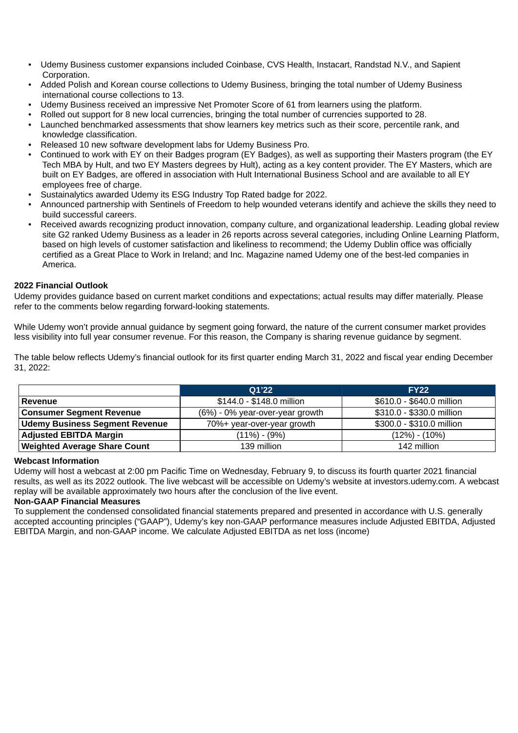- Udemy Business customer expansions included Coinbase, CVS Health, Instacart, Randstad N.V., and Sapient Corporation.
- Added Polish and Korean course collections to Udemy Business, bringing the total number of Udemy Business international course collections to 13.
- Udemy Business received an impressive Net Promoter Score of 61 from learners using the platform.
- Rolled out support for 8 new local currencies, bringing the total number of currencies supported to 28.
- Launched benchmarked assessments that show learners key metrics such as their score, percentile rank, and knowledge classification.
- Released 10 new software development labs for Udemy Business Pro.
- Continued to work with EY on their Badges program (EY Badges), as well as supporting their Masters program (the EY Tech MBA by Hult, and two EY Masters degrees by Hult), acting as a key content provider. The EY Masters, which are built on EY Badges, are offered in association with Hult International Business School and are available to all EY employees free of charge.
- Sustainalytics awarded Udemy its ESG Industry Top Rated badge for 2022.
- Announced partnership with Sentinels of Freedom to help wounded veterans identify and achieve the skills they need to build successful careers.
- Received awards recognizing product innovation, company culture, and organizational leadership. Leading global review site G2 ranked Udemy Business as a leader in 26 reports across several categories, including Online Learning Platform, based on high levels of customer satisfaction and likeliness to recommend; the Udemy Dublin office was officially certified as a Great Place to Work in Ireland; and Inc. Magazine named Udemy one of the best-led companies in America.

**2022 Financial Outlook**

Udemy provides guidance based on current market conditions and expectations; actual results may differ materially. Please refer to the comments below regarding forward-looking statements.

While Udemy won't provide annual guidance by segment going forward, the nature of the current consumer market provides less visibility into full year consumer revenue. For this reason, the Company is sharing revenue guidance by segment.

The table below reflects Udemy's financial outlook for its first quarter ending March 31, 2022 and fiscal year ending December 31, 2022:

| | Q1'22 | FY22 |
|---|---|---|
| **Revenue** | $144.0 - $148.0 million | $610.0 - $640.0 million |
| **Consumer Segment Revenue** | (6%) - 0% year-over-year growth | $310.0 - $330.0 million |
| **Udemy Business Segment Revenue** | 70%+ year-over-year growth | $300.0 - $310.0 million |
| **Adjusted EBITDA Margin** | (11%) - (9%) | (12%) - (10%) |
| **Weighted Average Share Count** | 139 million | 142 million |

**Webcast Information**

Udemy will host a webcast at 2:00 pm Pacific Time on Wednesday, February 9, to discuss its fourth quarter 2021 financial results, as well as its 2022 outlook. The live webcast will be accessible on Udemy's website at investors.udemy.com. A webcast replay will be available approximately two hours after the conclusion of the live event.

**Non-GAAP Financial Measures**

To supplement the condensed consolidated financial statements prepared and presented in accordance with U.S. generally accepted accounting principles ("GAAP"), Udemy's key non-GAAP performance measures include Adjusted EBITDA, Adjusted EBITDA Margin, and non-GAAP income. We calculate Adjusted EBITDA as net loss (income)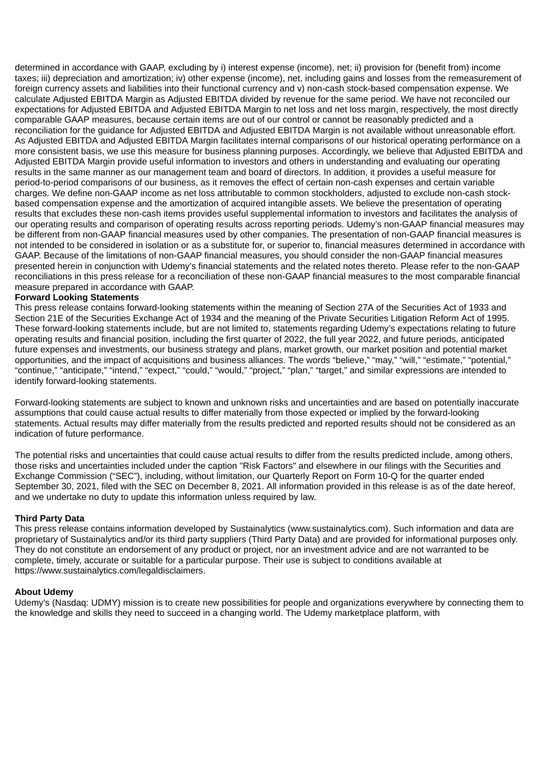determined in accordance with GAAP, excluding by i) interest expense (income), net; ii) provision for (benefit from) income taxes; iii) depreciation and amortization; iv) other expense (income), net, including gains and losses from the remeasurement of foreign currency assets and liabilities into their functional currency and v) non-cash stock-based compensation expense. We calculate Adjusted EBITDA Margin as Adjusted EBITDA divided by revenue for the same period. We have not reconciled our expectations for Adjusted EBITDA and Adjusted EBITDA Margin to net loss and net loss margin, respectively, the most directly comparable GAAP measures, because certain items are out of our control or cannot be reasonably predicted and a reconciliation for the guidance for Adjusted EBITDA and Adjusted EBITDA Margin is not available without unreasonable effort. As Adjusted EBITDA and Adjusted EBITDA Margin facilitates internal comparisons of our historical operating performance on a more consistent basis, we use this measure for business planning purposes. Accordingly, we believe that Adjusted EBITDA and Adjusted EBITDA Margin provide useful information to investors and others in understanding and evaluating our operating results in the same manner as our management team and board of directors. In addition, it provides a useful measure for period-to-period comparisons of our business, as it removes the effect of certain non-cash expenses and certain variable charges. We define non-GAAP income as net loss attributable to common stockholders, adjusted to exclude non-cash stock-based compensation expense and the amortization of acquired intangible assets. We believe the presentation of operating results that excludes these non-cash items provides useful supplemental information to investors and facilitates the analysis of our operating results and comparison of operating results across reporting periods. Udemy's non-GAAP financial measures may be different from non-GAAP financial measures used by other companies. The presentation of non-GAAP financial measures is not intended to be considered in isolation or as a substitute for, or superior to, financial measures determined in accordance with GAAP. Because of the limitations of non-GAAP financial measures, you should consider the non-GAAP financial measures presented herein in conjunction with Udemy's financial statements and the related notes thereto. Please refer to the non-GAAP reconciliations in this press release for a reconciliation of these non-GAAP financial measures to the most comparable financial measure prepared in accordance with GAAP.

**Forward Looking Statements**

This press release contains forward-looking statements within the meaning of Section 27A of the Securities Act of 1933 and Section 21E of the Securities Exchange Act of 1934 and the meaning of the Private Securities Litigation Reform Act of 1995. These forward-looking statements include, but are not limited to, statements regarding Udemy's expectations relating to future operating results and financial position, including the first quarter of 2022, the full year 2022, and future periods, anticipated future expenses and investments, our business strategy and plans, market growth, our market position and potential market opportunities, and the impact of acquisitions and business alliances. The words "believe," "may," "will," "estimate," "potential," "continue," "anticipate," "intend," "expect," "could," "would," "project," "plan," "target," and similar expressions are intended to identify forward-looking statements.

Forward-looking statements are subject to known and unknown risks and uncertainties and are based on potentially inaccurate assumptions that could cause actual results to differ materially from those expected or implied by the forward-looking statements. Actual results may differ materially from the results predicted and reported results should not be considered as an indication of future performance.

The potential risks and uncertainties that could cause actual results to differ from the results predicted include, among others, those risks and uncertainties included under the caption "Risk Factors" and elsewhere in our filings with the Securities and Exchange Commission ("SEC"), including, without limitation, our Quarterly Report on Form 10-Q for the quarter ended September 30, 2021, filed with the SEC on December 8, 2021. All information provided in this release is as of the date hereof, and we undertake no duty to update this information unless required by law.

**Third Party Data**

This press release contains information developed by Sustainalytics (www.sustainalytics.com). Such information and data are proprietary of Sustainalytics and/or its third party suppliers (Third Party Data) and are provided for informational purposes only. They do not constitute an endorsement of any product or project, nor an investment advice and are not warranted to be complete, timely, accurate or suitable for a particular purpose. Their use is subject to conditions available at https://www.sustainalytics.com/legaldisclaimers.

**About Udemy**

Udemy's (Nasdaq: UDMY) mission is to create new possibilities for people and organizations everywhere by connecting them to the knowledge and skills they need to succeed in a changing world. The Udemy marketplace platform, with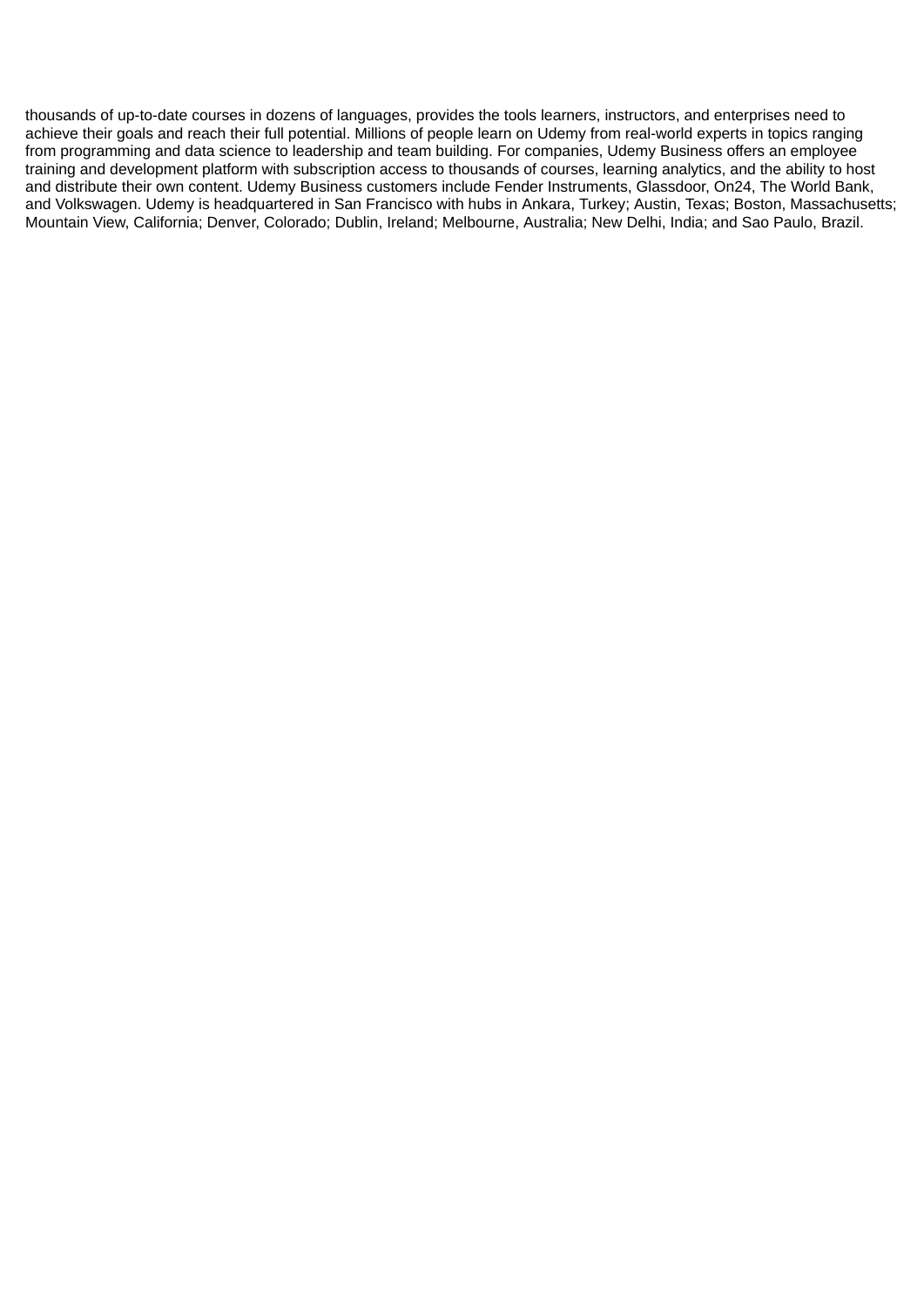thousands of up-to-date courses in dozens of languages, provides the tools learners, instructors, and enterprises need to achieve their goals and reach their full potential. Millions of people learn on Udemy from real-world experts in topics ranging from programming and data science to leadership and team building. For companies, Udemy Business offers an employee training and development platform with subscription access to thousands of courses, learning analytics, and the ability to host and distribute their own content. Udemy Business customers include Fender Instruments, Glassdoor, On24, The World Bank, and Volkswagen. Udemy is headquartered in San Francisco with hubs in Ankara, Turkey; Austin, Texas; Boston, Massachusetts; Mountain View, California; Denver, Colorado; Dublin, Ireland; Melbourne, Australia; New Delhi, India; and Sao Paulo, Brazil.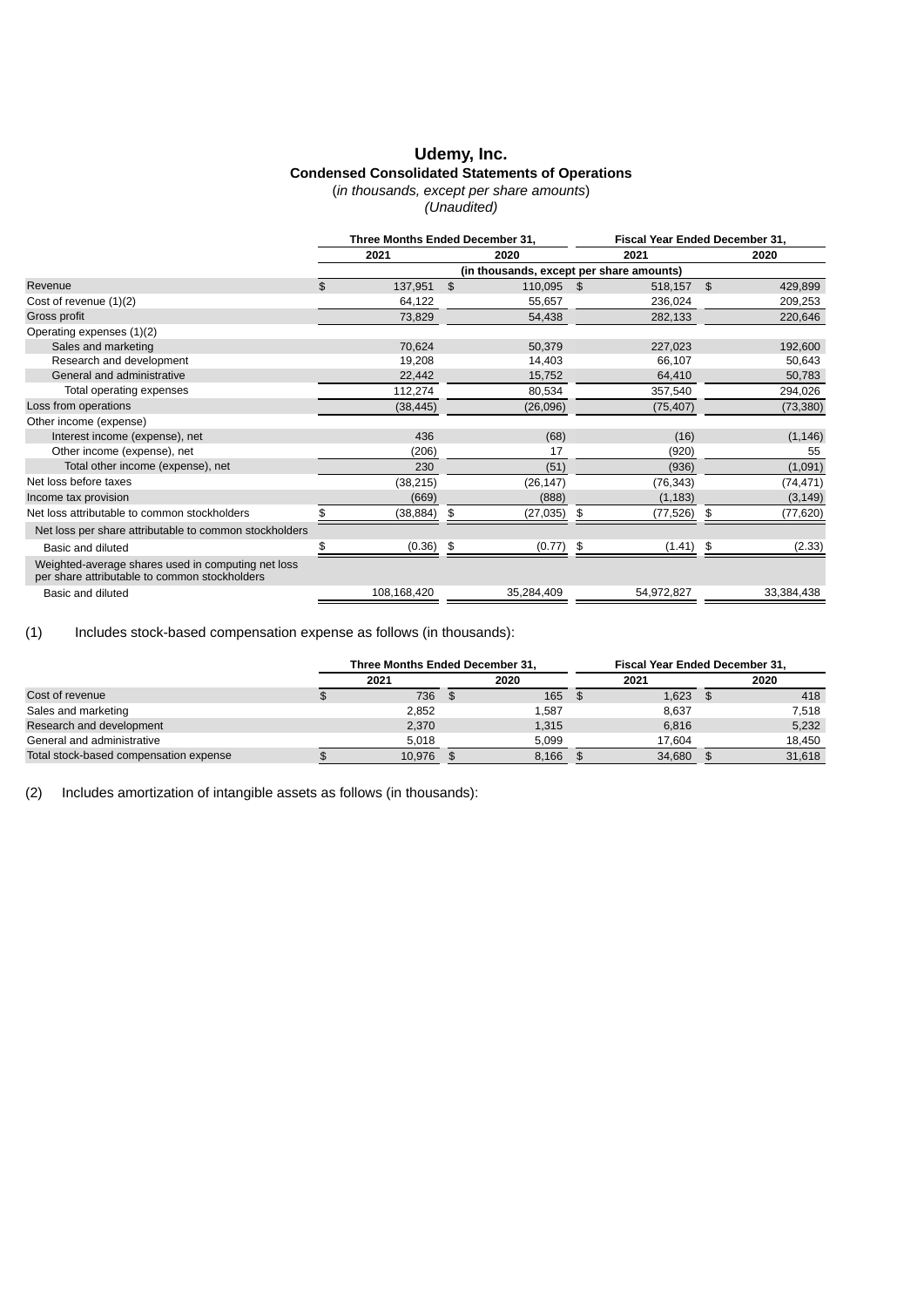# Udemy, Inc.

## Condensed Consolidated Statements of Operations

*(in thousands, except per share amounts)*

*(Unaudited)*

| | Three Months Ended December 31, | | Fiscal Year Ended December 31, | |
|---|---|---|---|---|
| | 2021 | 2020 | 2021 | 2020 |
| | (in thousands, except per share amounts) | | | |
| Revenue | $ 137,951 | $ 110,095 | $ 518,157 | $ 429,899 |
| Cost of revenue (1)(2) | 64,122 | 55,657 | 236,024 | 209,253 |
| Gross profit | 73,829 | 54,438 | 282,133 | 220,646 |
| Operating expenses (1)(2) | | | | |
| Sales and marketing | 70,624 | 50,379 | 227,023 | 192,600 |
| Research and development | 19,208 | 14,403 | 66,107 | 50,643 |
| General and administrative | 22,442 | 15,752 | 64,410 | 50,783 |
| Total operating expenses | 112,274 | 80,534 | 357,540 | 294,026 |
| Loss from operations | (38,445) | (26,096) | (75,407) | (73,380) |
| Other income (expense) | | | | |
| Interest income (expense), net | 436 | (68) | (16) | (1,146) |
| Other income (expense), net | (206) | 17 | (920) | 55 |
| Total other income (expense), net | 230 | (51) | (936) | (1,091) |
| Net loss before taxes | (38,215) | (26,147) | (76,343) | (74,471) |
| Income tax provision | (669) | (888) | (1,183) | (3,149) |
| Net loss attributable to common stockholders | $ (38,884) | $ (27,035) | $ (77,526) | $ (77,620) |
| Net loss per share attributable to common stockholders | | | | |
| Basic and diluted | $ (0.36) | $ (0.77) | $ (1.41) | $ (2.33) |
| Weighted-average shares used in computing net loss per share attributable to common stockholders | | | | |
| Basic and diluted | 108,168,420 | 35,284,409 | 54,972,827 | 33,384,438 |

(1) Includes stock-based compensation expense as follows (in thousands):

| | Three Months Ended December 31, | | Fiscal Year Ended December 31, | |
|---|---|---|---|---|
| | 2021 | 2020 | 2021 | 2020 |
| Cost of revenue | $ 736 | $ 165 | $ 1,623 | $ 418 |
| Sales and marketing | 2,852 | 1,587 | 8,637 | 7,518 |
| Research and development | 2,370 | 1,315 | 6,816 | 5,232 |
| General and administrative | 5,018 | 5,099 | 17,604 | 18,450 |
| Total stock-based compensation expense | $ 10,976 | $ 8,166 | $ 34,680 | $ 31,618 |

(2) Includes amortization of intangible assets as follows (in thousands):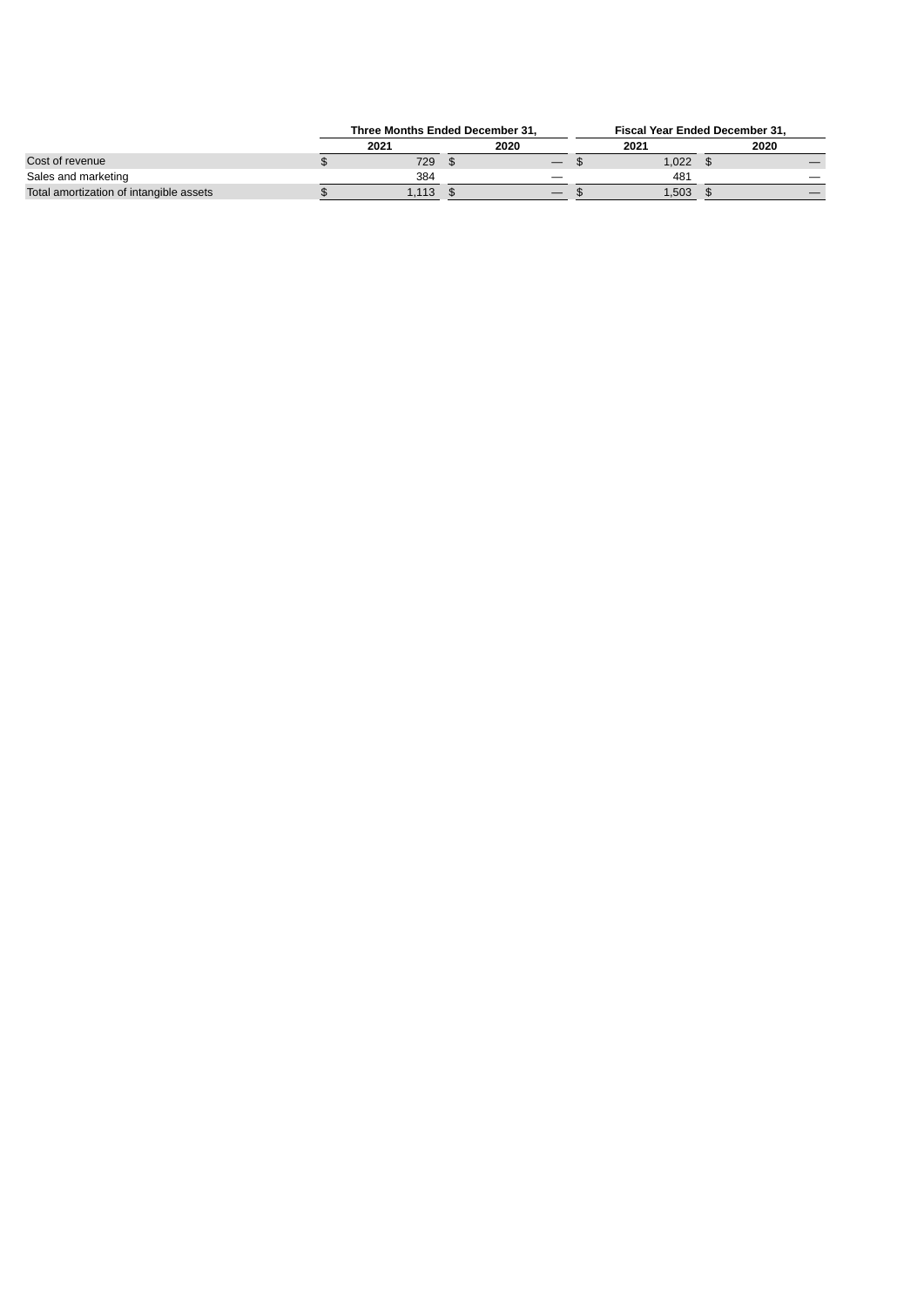| | Three Months Ended December 31, | | Fiscal Year Ended December 31, | |
|---|---|---|---|---|
| | 2021 | 2020 | 2021 | 2020 |
| Cost of revenue | $ 729 | $ — | $ 1,022 | $ — |
| Sales and marketing | 384 | — | 481 | — |
| Total amortization of intangible assets | $ 1,113 | $ — | $ 1,503 | $ — |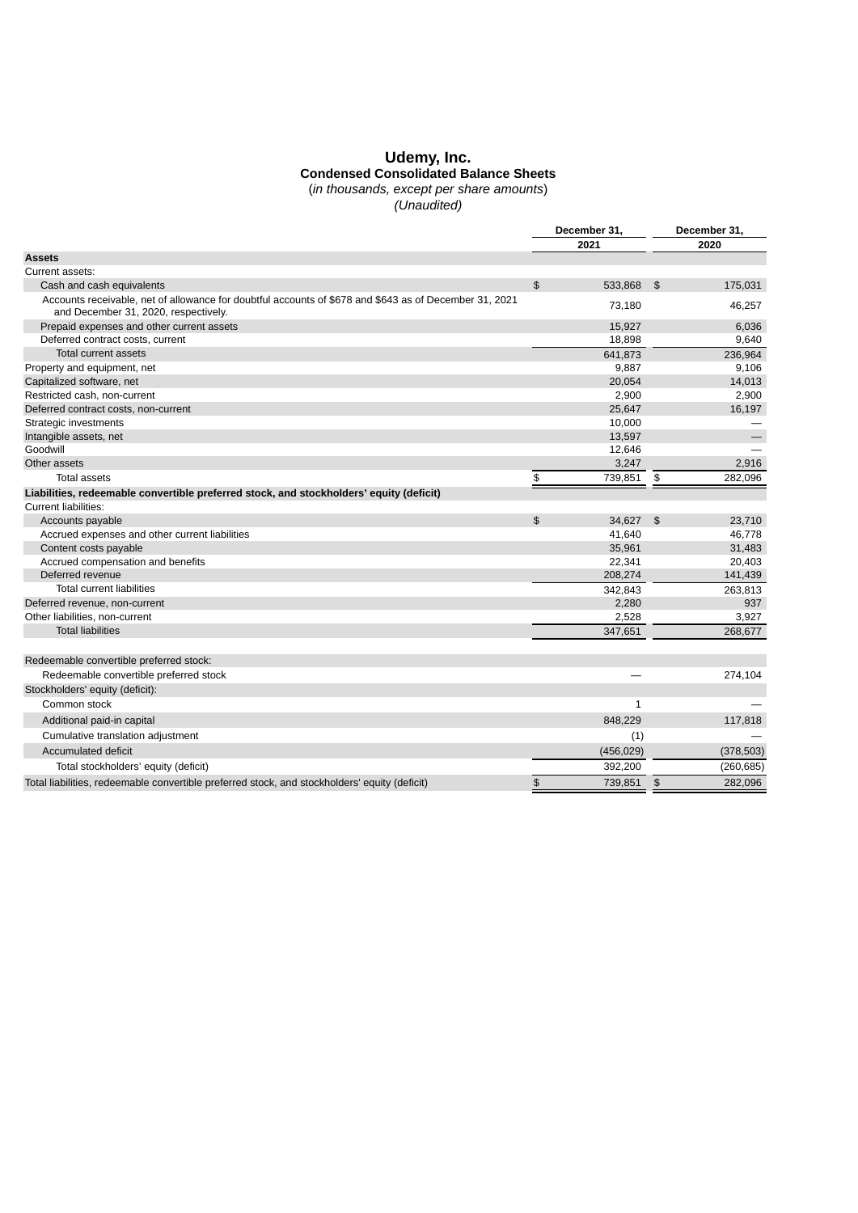# Udemy, Inc.

## Condensed Consolidated Balance Sheets

(*in thousands, except per share amounts*)

*(Unaudited)*

| | December 31, 2021 | December 31, 2020 |
|---|---|---|
| **Assets** | | |
| Current assets: | | |
| Cash and cash equivalents | $ 533,868 | $ 175,031 |
| Accounts receivable, net of allowance for doubtful accounts of $678 and $643 as of December 31, 2021 and December 31, 2020, respectively. | 73,180 | 46,257 |
| Prepaid expenses and other current assets | 15,927 | 6,036 |
| Deferred contract costs, current | 18,898 | 9,640 |
| Total current assets | 641,873 | 236,964 |
| Property and equipment, net | 9,887 | 9,106 |
| Capitalized software, net | 20,054 | 14,013 |
| Restricted cash, non-current | 2,900 | 2,900 |
| Deferred contract costs, non-current | 25,647 | 16,197 |
| Strategic investments | 10,000 | — |
| Intangible assets, net | 13,597 | — |
| Goodwill | 12,646 | — |
| Other assets | 3,247 | 2,916 |
| Total assets | $ 739,851 | $ 282,096 |
| **Liabilities, redeemable convertible preferred stock, and stockholders' equity (deficit)** | | |
| Current liabilities: | | |
| Accounts payable | $ 34,627 | $ 23,710 |
| Accrued expenses and other current liabilities | 41,640 | 46,778 |
| Content costs payable | 35,961 | 31,483 |
| Accrued compensation and benefits | 22,341 | 20,403 |
| Deferred revenue | 208,274 | 141,439 |
| Total current liabilities | 342,843 | 263,813 |
| Deferred revenue, non-current | 2,280 | 937 |
| Other liabilities, non-current | 2,528 | 3,927 |
| Total liabilities | 347,651 | 268,677 |
| | | |
| Redeemable convertible preferred stock: | | |
| Redeemable convertible preferred stock | — | 274,104 |
| Stockholders' equity (deficit): | | |
| Common stock | 1 | — |
| Additional paid-in capital | 848,229 | 117,818 |
| Cumulative translation adjustment | (1) | — |
| Accumulated deficit | (456,029) | (378,503) |
| Total stockholders' equity (deficit) | 392,200 | (260,685) |
| Total liabilities, redeemable convertible preferred stock, and stockholders' equity (deficit) | $ 739,851 | $ 282,096 |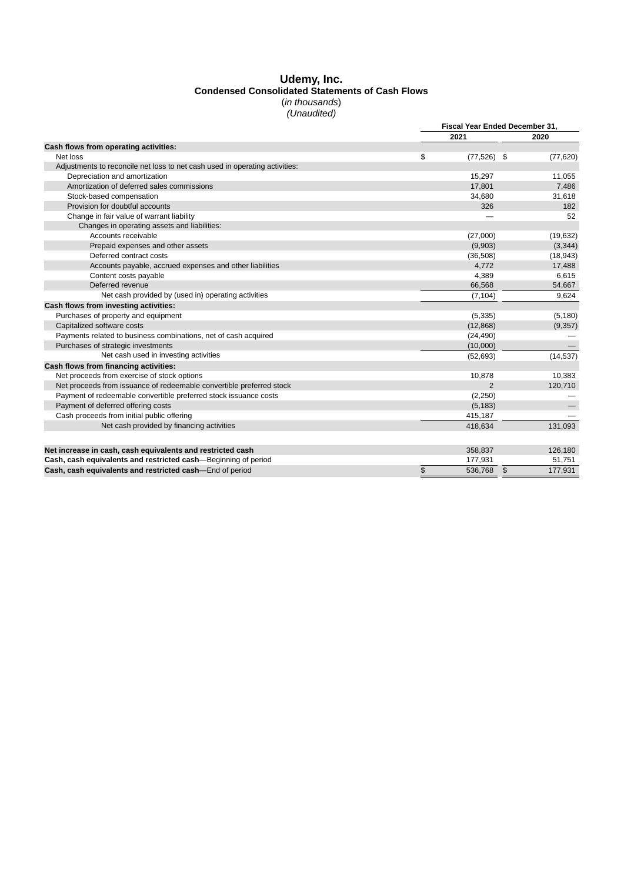# Udemy, Inc.

## Condensed Consolidated Statements of Cash Flows

(*in thousands*)

*(Unaudited)*

| | Fiscal Year Ended December 31, | |
|---|---|---|
| | 2021 | 2020 |
| **Cash flows from operating activities:** | | |
| Net loss | $ (77,526) | $ (77,620) |
| Adjustments to reconcile net loss to net cash used in operating activities: | | |
| Depreciation and amortization | 15,297 | 11,055 |
| Amortization of deferred sales commissions | 17,801 | 7,486 |
| Stock-based compensation | 34,680 | 31,618 |
| Provision for doubtful accounts | 326 | 182 |
| Change in fair value of warrant liability | — | 52 |
| Changes in operating assets and liabilities: | | |
| Accounts receivable | (27,000) | (19,632) |
| Prepaid expenses and other assets | (9,903) | (3,344) |
| Deferred contract costs | (36,508) | (18,943) |
| Accounts payable, accrued expenses and other liabilities | 4,772 | 17,488 |
| Content costs payable | 4,389 | 6,615 |
| Deferred revenue | 66,568 | 54,667 |
| Net cash provided by (used in) operating activities | (7,104) | 9,624 |
| **Cash flows from investing activities:** | | |
| Purchases of property and equipment | (5,335) | (5,180) |
| Capitalized software costs | (12,868) | (9,357) |
| Payments related to business combinations, net of cash acquired | (24,490) | — |
| Purchases of strategic investments | (10,000) | — |
| Net cash used in investing activities | (52,693) | (14,537) |
| **Cash flows from financing activities:** | | |
| Net proceeds from exercise of stock options | 10,878 | 10,383 |
| Net proceeds from issuance of redeemable convertible preferred stock | 2 | 120,710 |
| Payment of redeemable convertible preferred stock issuance costs | (2,250) | — |
| Payment of deferred offering costs | (5,183) | — |
| Cash proceeds from initial public offering | 415,187 | — |
| Net cash provided by financing activities | 418,634 | 131,093 |
| | | |
| **Net increase in cash, cash equivalents and restricted cash** | 358,837 | 126,180 |
| **Cash, cash equivalents and restricted cash**—Beginning of period | 177,931 | 51,751 |
| **Cash, cash equivalents and restricted cash**—End of period | $ 536,768 | $ 177,931 |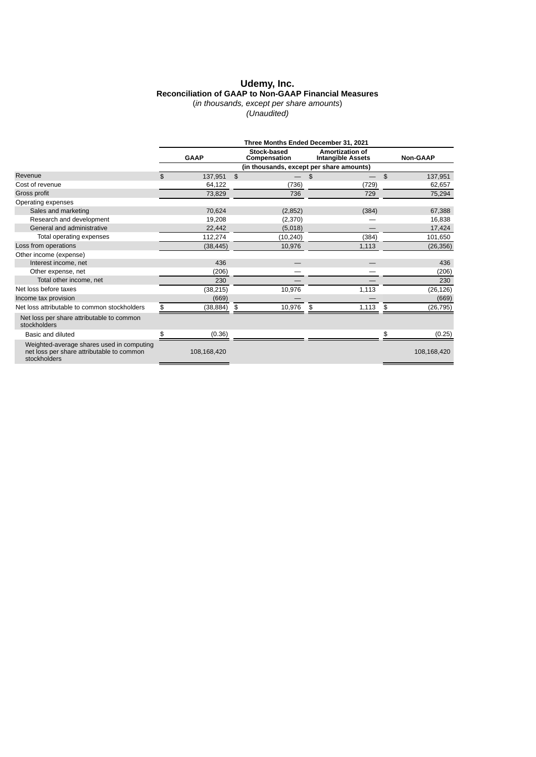# Udemy, Inc.

## Reconciliation of GAAP to Non-GAAP Financial Measures

(*in thousands, except per share amounts*)

*(Unaudited)*

| | Three Months Ended December 31, 2021 | | | |
|---|---|---|---|---|
| | GAAP | Stock-based Compensation | Amortization of Intangible Assets | Non-GAAP |
| | (in thousands, except per share amounts) | | | |
| Revenue | $ 137,951 | $ — | $ — | $ 137,951 |
| Cost of revenue | 64,122 | (736) | (729) | 62,657 |
| Gross profit | 73,829 | 736 | 729 | 75,294 |
| Operating expenses | | | | |
| Sales and marketing | 70,624 | (2,852) | (384) | 67,388 |
| Research and development | 19,208 | (2,370) | — | 16,838 |
| General and administrative | 22,442 | (5,018) | — | 17,424 |
| Total operating expenses | 112,274 | (10,240) | (384) | 101,650 |
| Loss from operations | (38,445) | 10,976 | 1,113 | (26,356) |
| Other income (expense) | | | | |
| Interest income, net | 436 | — | — | 436 |
| Other expense, net | (206) | — | — | (206) |
| Total other income, net | 230 | — | — | 230 |
| Net loss before taxes | (38,215) | 10,976 | 1,113 | (26,126) |
| Income tax provision | (669) | — | — | (669) |
| Net loss attributable to common stockholders | $ (38,884) | $ 10,976 | $ 1,113 | $ (26,795) |
| Net loss per share attributable to common stockholders | | | | |
| Basic and diluted | $ (0.36) | | | $ (0.25) |
| Weighted-average shares used in computing net loss per share attributable to common stockholders | 108,168,420 | | | 108,168,420 |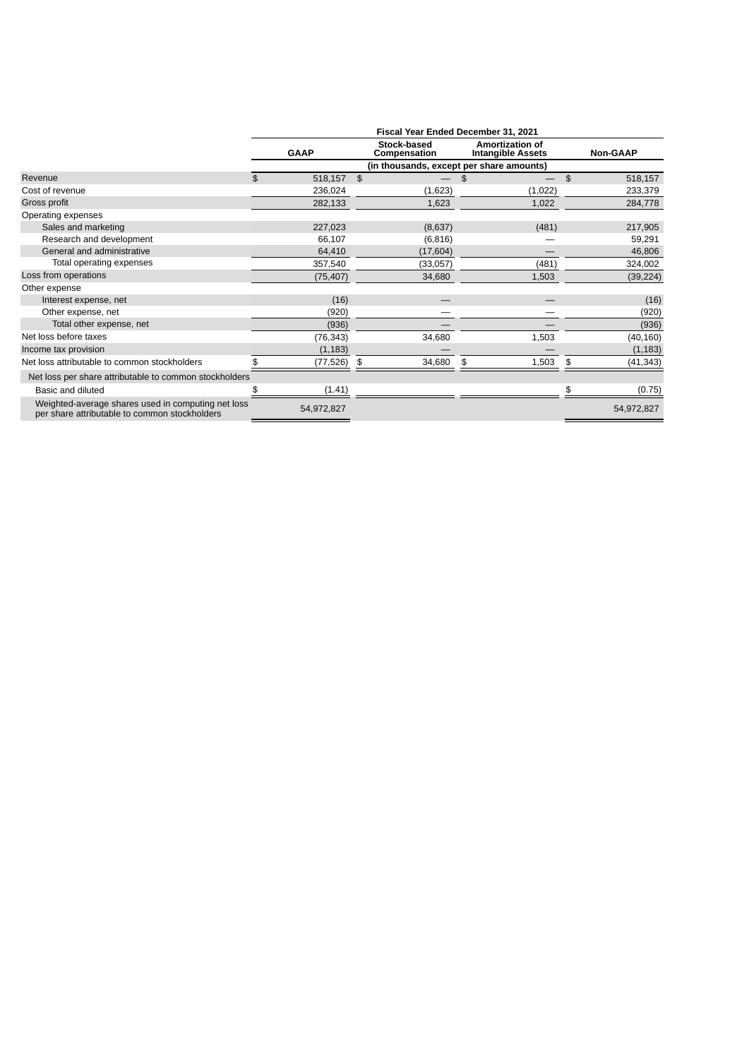| | Fiscal Year Ended December 31, 2021 | | | |
|---|---|---|---|---|
| | GAAP | Stock-based Compensation | Amortization of Intangible Assets | Non-GAAP |
| | (in thousands, except per share amounts) | | | |
| Revenue | $ 518,157 | $ — | $ — | $ 518,157 |
| Cost of revenue | 236,024 | (1,623) | (1,022) | 233,379 |
| Gross profit | 282,133 | 1,623 | 1,022 | 284,778 |
| Operating expenses | | | | |
| Sales and marketing | 227,023 | (8,637) | (481) | 217,905 |
| Research and development | 66,107 | (6,816) | — | 59,291 |
| General and administrative | 64,410 | (17,604) | — | 46,806 |
| Total operating expenses | 357,540 | (33,057) | (481) | 324,002 |
| Loss from operations | (75,407) | 34,680 | 1,503 | (39,224) |
| Other expense | | | | |
| Interest expense, net | (16) | — | — | (16) |
| Other expense, net | (920) | — | — | (920) |
| Total other expense, net | (936) | — | — | (936) |
| Net loss before taxes | (76,343) | 34,680 | 1,503 | (40,160) |
| Income tax provision | (1,183) | — | — | (1,183) |
| Net loss attributable to common stockholders | $ (77,526) | $ 34,680 | $ 1,503 | $ (41,343) |
| Net loss per share attributable to common stockholders | | | | |
| Basic and diluted | $ (1.41) | | | $ (0.75) |
| Weighted-average shares used in computing net loss per share attributable to common stockholders | 54,972,827 | | | 54,972,827 |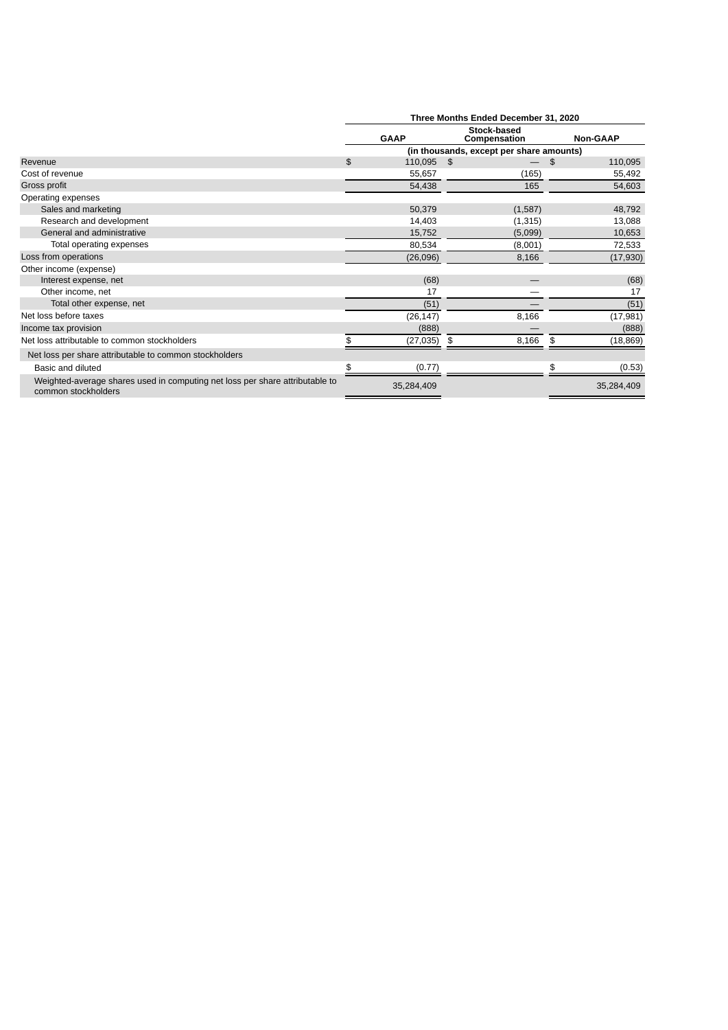| | Three Months Ended December 31, 2020 | | |
|---|---|---|---|
| | GAAP | Stock-based Compensation | Non-GAAP |
| | (in thousands, except per share amounts) | | |
| Revenue | $ 110,095 | $ — | $ 110,095 |
| Cost of revenue | 55,657 | (165) | 55,492 |
| Gross profit | 54,438 | 165 | 54,603 |
| Operating expenses | | | |
| Sales and marketing | 50,379 | (1,587) | 48,792 |
| Research and development | 14,403 | (1,315) | 13,088 |
| General and administrative | 15,752 | (5,099) | 10,653 |
| Total operating expenses | 80,534 | (8,001) | 72,533 |
| Loss from operations | (26,096) | 8,166 | (17,930) |
| Other income (expense) | | | |
| Interest expense, net | (68) | — | (68) |
| Other income, net | 17 | — | 17 |
| Total other expense, net | (51) | — | (51) |
| Net loss before taxes | (26,147) | 8,166 | (17,981) |
| Income tax provision | (888) | — | (888) |
| Net loss attributable to common stockholders | $ (27,035) | $ 8,166 | $ (18,869) |
| Net loss per share attributable to common stockholders | | | |
| Basic and diluted | $ (0.77) | | $ (0.53) |
| Weighted-average shares used in computing net loss per share attributable to common stockholders | 35,284,409 | | 35,284,409 |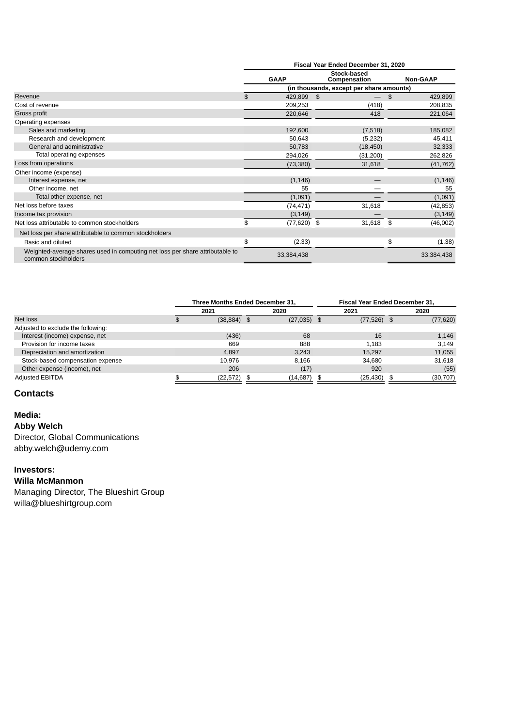| | Fiscal Year Ended December 31, 2020 | | |
|---|---|---|---|
| | GAAP | Stock-based Compensation | Non-GAAP |
| | (in thousands, except per share amounts) | | |
| Revenue | $ 429,899 | $ — | $ 429,899 |
| Cost of revenue | 209,253 | (418) | 208,835 |
| Gross profit | 220,646 | 418 | 221,064 |
| Operating expenses | | | |
| Sales and marketing | 192,600 | (7,518) | 185,082 |
| Research and development | 50,643 | (5,232) | 45,411 |
| General and administrative | 50,783 | (18,450) | 32,333 |
| Total operating expenses | 294,026 | (31,200) | 262,826 |
| Loss from operations | (73,380) | 31,618 | (41,762) |
| Other income (expense) | | | |
| Interest expense, net | (1,146) | — | (1,146) |
| Other income, net | 55 | — | 55 |
| Total other expense, net | (1,091) | — | (1,091) |
| Net loss before taxes | (74,471) | 31,618 | (42,853) |
| Income tax provision | (3,149) | — | (3,149) |
| Net loss attributable to common stockholders | $ (77,620) | $ 31,618 | $ (46,002) |
| Net loss per share attributable to common stockholders | | | |
| Basic and diluted | $ (2.33) | | $ (1.38) |
| Weighted-average shares used in computing net loss per share attributable to common stockholders | 33,384,438 | | 33,384,438 |

| | Three Months Ended December 31, | | Fiscal Year Ended December 31, | |
|---|---|---|---|---|
| | 2021 | 2020 | 2021 | 2020 |
| Net loss | $ (38,884) | $ (27,035) | $ (77,526) | $ (77,620) |
| Adjusted to exclude the following: | | | | |
| Interest (income) expense, net | (436) | 68 | 16 | 1,146 |
| Provision for income taxes | 669 | 888 | 1,183 | 3,149 |
| Depreciation and amortization | 4,897 | 3,243 | 15,297 | 11,055 |
| Stock-based compensation expense | 10,976 | 8,166 | 34,680 | 31,618 |
| Other expense (income), net | 206 | (17) | 920 | (55) |
| Adjusted EBITDA | $ (22,572) | $ (14,687) | $ (25,430) | $ (30,707) |

## Contacts

**Media:**
**Abby Welch**
Director, Global Communications
abby.welch@udemy.com

**Investors:**
**Willa McManmon**
Managing Director, The Blueshirt Group
willa@blueshirtgroup.com